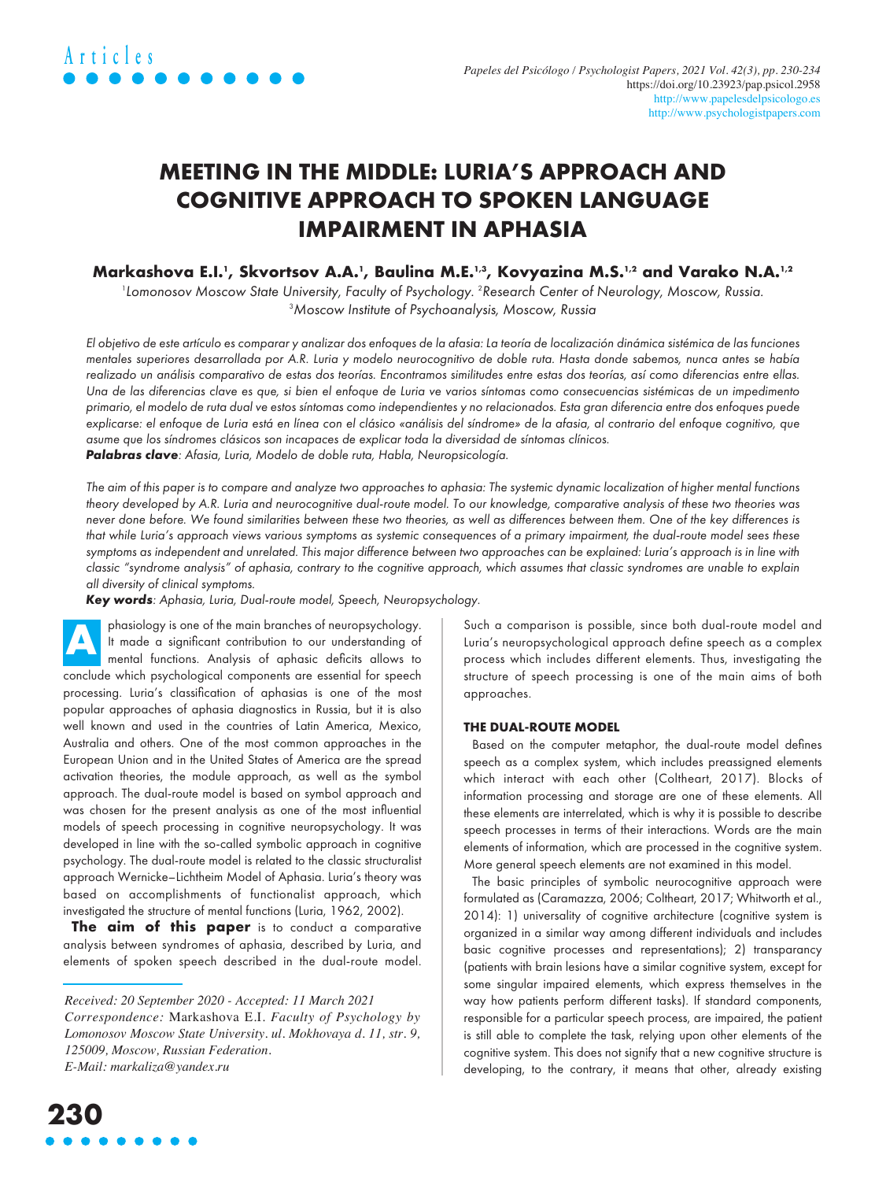Articles

# MEETING IN THE MIDDLE: LURIA'S APPROACH AND COGNITIVE APPROACH TO SPOKEN LANGUAGE IMPAIRMENT IN APHASIA

**Markashova E.I.[1], Skvortsov A.A.[1], Baulina M.E.[1,3], Kovyazina M.S.[1,2] and Varako N.A.[1,2]**

[1]Lomonosov Moscow State University, Faculty of Psychology. [2]Research Center of Neurology, Moscow, Russia. [3]Moscow Institute of Psychoanalysis, Moscow, Russia

*El objetivo de este artículo es comparar y analizar dos enfoques de la afasia: La teoría de localización dinámica sistémica de las funciones mentales superiores desarrollada por A.R. Luria y modelo neurocognitivo de doble ruta. Hasta donde sabemos, nunca antes se había realizado un análisis comparativo de estas dos teorías. Encontramos similitudes entre estas dos teorías, así como diferencias entre ellas. Una de las diferencias clave es que, si bien el enfoque de Luria ve varios síntomas como consecuencias sistémicas de un impedimento primario, el modelo de ruta dual ve estos síntomas como independientes y no relacionados. Esta gran diferencia entre dos enfoques puede explicarse: el enfoque de Luria está en línea con el clásico «análisis del síndrome» de la afasia, al contrario del enfoque cognitivo, que asume que los síndromes clásicos son incapaces de explicar toda la diversidad de síntomas clínicos.*

***Palabras clave**: Afasia, Luria, Modelo de doble ruta, Habla, Neuropsicología.*

*The aim of this paper is to compare and analyze two approaches to aphasia: The systemic dynamic localization of higher mental functions theory developed by A.R. Luria and neurocognitive dual-route model. To our knowledge, comparative analysis of these two theories was never done before. We found similarities between these two theories, as well as differences between them. One of the key differences is that while Luria's approach views various symptoms as systemic consequences of a primary impairment, the dual-route model sees these symptoms as independent and unrelated. This major difference between two approaches can be explained: Luria's approach is in line with classic "syndrome analysis" of aphasia, contrary to the cognitive approach, which assumes that classic syndromes are unable to explain all diversity of clinical symptoms.*

***Key words**: Aphasia, Luria, Dual-route model, Speech, Neuropsychology.*

Aphasiology is one of the main branches of neuropsychology. It made a significant contribution to our understanding of mental functions. Analysis of aphasic deficits allows to conclude which psychological components are essential for speech processing. Luria's classification of aphasias is one of the most popular approaches of aphasia diagnostics in Russia, but it is also well known and used in the countries of Latin America, Mexico, Australia and others. One of the most common approaches in the European Union and in the United States of America are the spread activation theories, the module approach, as well as the symbol approach. The dual-route model is based on symbol approach and was chosen for the present analysis as one of the most influential models of speech processing in cognitive neuropsychology. It was developed in line with the so-called symbolic approach in cognitive psychology. The dual-route model is related to the classic structuralist approach Wernicke–Lichtheim Model of Aphasia. Luria's theory was based on accomplishments of functionalist approach, which investigated the structure of mental functions (Luria, 1962, 2002).

**The aim of this paper** is to conduct a comparative analysis between syndromes of aphasia, described by Luria, and elements of spoken speech described in the dual-route model. Such a comparison is possible, since both dual-route model and Luria's neuropsychological approach define speech as a complex process which includes different elements. Thus, investigating the structure of speech processing is one of the main aims of both approaches.

*Received: 20 September 2020 - Accepted: 11 March 2021*
*Correspondence:* Markashova E.I. *Faculty of Psychology by Lomonosov Moscow State University. ul. Mokhovaya d. 11, str. 9, 125009, Moscow, Russian Federation.*
*E-Mail: markaliza@yandex.ru*

## THE DUAL-ROUTE MODEL

Based on the computer metaphor, the dual-route model defines speech as a complex system, which includes preassigned elements which interact with each other (Coltheart, 2017). Blocks of information processing and storage are one of these elements. All these elements are interrelated, which is why it is possible to describe speech processes in terms of their interactions. Words are the main elements of information, which are processed in the cognitive system. More general speech elements are not examined in this model.

The basic principles of symbolic neurocognitive approach were formulated as (Caramazza, 2006; Coltheart, 2017; Whitworth et al., 2014): 1) universality of cognitive architecture (cognitive system is organized in a similar way among different individuals and includes basic cognitive processes and representations); 2) transparency (patients with brain lesions have a similar cognitive system, except for some singular impaired elements, which express themselves in the way how patients perform different tasks). If standard components, responsible for a particular speech process, are impaired, the patient is still able to complete the task, relying upon other elements of the cognitive system. This does not signify that a new cognitive structure is developing, to the contrary, it means that other, already existing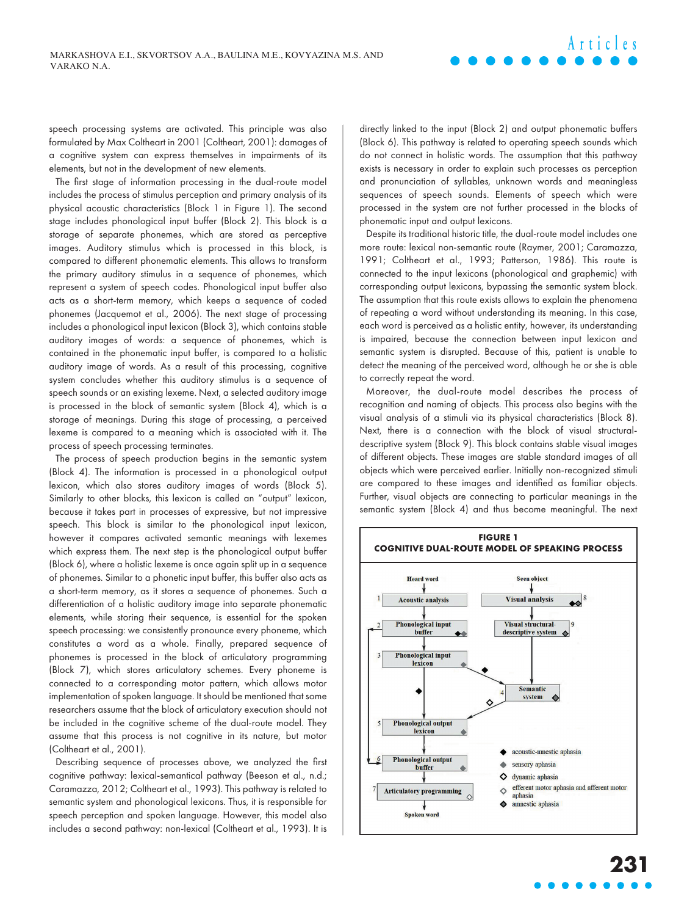speech processing systems are activated. This principle was also formulated by Max Coltheart in 2001 (Coltheart, 2001): damages of a cognitive system can express themselves in impairments of its elements, but not in the development of new elements.

The first stage of information processing in the dual-route model includes the process of stimulus perception and primary analysis of its physical acoustic characteristics (Block 1 in Figure 1). The second stage includes phonological input buffer (Block 2). This block is a storage of separate phonemes, which are stored as perceptive images. Auditory stimulus which is processed in this block, is compared to different phonematic elements. This allows to transform the primary auditory stimulus in a sequence of phonemes, which represent a system of speech codes. Phonological input buffer also acts as a short-term memory, which keeps a sequence of coded phonemes (Jacquemot et al., 2006). The next stage of processing includes a phonological input lexicon (Block 3), which contains stable auditory images of words: a sequence of phonemes, which is contained in the phonematic input buffer, is compared to a holistic auditory image of words. As a result of this processing, cognitive system concludes whether this auditory stimulus is a sequence of speech sounds or an existing lexeme. Next, a selected auditory image is processed in the block of semantic system (Block 4), which is a storage of meanings. During this stage of processing, a perceived lexeme is compared to a meaning which is associated with it. The process of speech processing terminates.

The process of speech production begins in the semantic system (Block 4). The information is processed in a phonological output lexicon, which also stores auditory images of words (Block 5). Similarly to other blocks, this lexicon is called an "output" lexicon, because it takes part in processes of expressive, but not impressive speech. This block is similar to the phonological input lexicon, however it compares activated semantic meanings with lexemes which express them. The next step is the phonological output buffer (Block 6), where a holistic lexeme is once again split up in a sequence of phonemes. Similar to a phonetic input buffer, this buffer also acts as a short-term memory, as it stores a sequence of phonemes. Such a differentiation of a holistic auditory image into separate phonematic elements, while storing their sequence, is essential for the spoken speech processing: we consistently pronounce every phoneme, which constitutes a word as a whole. Finally, prepared sequence of phonemes is processed in the block of articulatory programming (Block 7), which stores articulatory schemes. Every phoneme is connected to a corresponding motor pattern, which allows motor implementation of spoken language. It should be mentioned that some researchers assume that the block of articulatory execution should not be included in the cognitive scheme of the dual-route model. They assume that this process is not cognitive in its nature, but motor (Coltheart et al., 2001).

Describing sequence of processes above, we analyzed the first cognitive pathway: lexical-semantical pathway (Beeson et al., n.d.; Caramazza, 2012; Coltheart et al., 1993). This pathway is related to semantic system and phonological lexicons. Thus, it is responsible for speech perception and spoken language. However, this model also includes a second pathway: non-lexical (Coltheart et al., 1993). It is directly linked to the input (Block 2) and output phonematic buffers (Block 6). This pathway is related to operating speech sounds which do not connect in holistic words. The assumption that this pathway exists is necessary in order to explain such processes as perception and pronunciation of syllables, unknown words and meaningless sequences of speech sounds. Elements of speech which were processed in the system are not further processed in the blocks of phonematic input and output lexicons.

Despite its traditional historic title, the dual-route model includes one more route: lexical non-semantic route (Raymer, 2001; Caramazza, 1991; Coltheart et al., 1993; Patterson, 1986). This route is connected to the input lexicons (phonological and graphemic) with corresponding output lexicons, bypassing the semantic system block. The assumption that this route exists allows to explain the phenomena of repeating a word without understanding its meaning. In this case, each word is perceived as a holistic entity, however, its understanding is impaired, because the connection between input lexicon and semantic system is disrupted. Because of this, patient is unable to detect the meaning of the perceived word, although he or she is able to correctly repeat the word.

Moreover, the dual-route model describes the process of recognition and naming of objects. This process also begins with the visual analysis of a stimuli via its physical characteristics (Block 8). Next, there is a connection with the block of visual structural-descriptive system (Block 9). This block contains stable visual images of different objects. These images are stable standard images of all objects which were perceived earlier. Initially non-recognized stimuli are compared to these images and identified as familiar objects. Further, visual objects are connecting to particular meanings in the semantic system (Block 4) and thus become meaningful. The next

**FIGURE 1**
**COGNITIVE DUAL-ROUTE MODEL OF SPEAKING PROCESS**

Heard word → 1 Acoustic analysis → 2 Phonological input buffer → 3 Phonological input lexicon → 4 Semantic system → 5 Phonological output lexicon → 6 Phonological output buffer → 7 Articulatory programming → Spoken word

Seen object → 8 Visual analysis → 9 Visual structural-descriptive system → 4 Semantic system

◆ acoustic-mnestic aphasia
◆ sensory aphasia
◇ dynamic aphasia
◇ efferent motor aphasia and afferent motor aphasia
◆ amnestic aphasia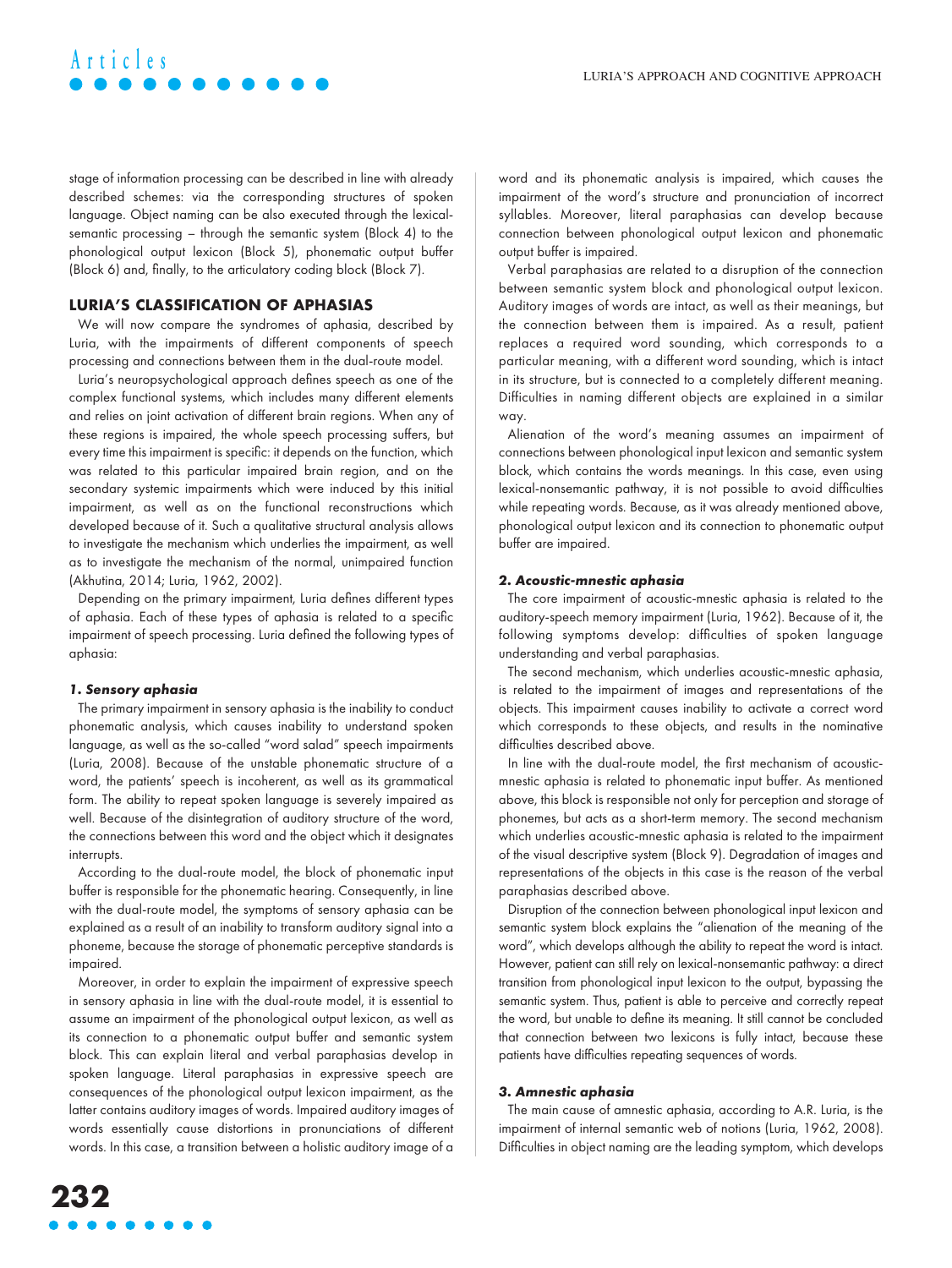stage of information processing can be described in line with already described schemes: via the corresponding structures of spoken language. Object naming can be also executed through the lexical-semantic processing – through the semantic system (Block 4) to the phonological output lexicon (Block 5), phonematic output buffer (Block 6) and, finally, to the articulatory coding block (Block 7).

## LURIA'S CLASSIFICATION OF APHASIAS

We will now compare the syndromes of aphasia, described by Luria, with the impairments of different components of speech processing and connections between them in the dual-route model.

Luria's neuropsychological approach defines speech as one of the complex functional systems, which includes many different elements and relies on joint activation of different brain regions. When any of these regions is impaired, the whole speech processing suffers, but every time this impairment is specific: it depends on the function, which was related to this particular impaired brain region, and on the secondary systemic impairments which were induced by this initial impairment, as well as on the functional reconstructions which developed because of it. Such a qualitative structural analysis allows to investigate the mechanism which underlies the impairment, as well as to investigate the mechanism of the normal, unimpaired function (Akhutina, 2014; Luria, 1962, 2002).

Depending on the primary impairment, Luria defines different types of aphasia. Each of these types of aphasia is related to a specific impairment of speech processing. Luria defined the following types of aphasia:

### *1. Sensory aphasia*

The primary impairment in sensory aphasia is the inability to conduct phonematic analysis, which causes inability to understand spoken language, as well as the so-called "word salad" speech impairments (Luria, 2008). Because of the unstable phonematic structure of a word, the patients' speech is incoherent, as well as its grammatical form. The ability to repeat spoken language is severely impaired as well. Because of the disintegration of auditory structure of the word, the connections between this word and the object which it designates interrupts.

According to the dual-route model, the block of phonematic input buffer is responsible for the phonematic hearing. Consequently, in line with the dual-route model, the symptoms of sensory aphasia can be explained as a result of an inability to transform auditory signal into a phoneme, because the storage of phonematic perceptive standards is impaired.

Moreover, in order to explain the impairment of expressive speech in sensory aphasia in line with the dual-route model, it is essential to assume an impairment of the phonological output lexicon, as well as its connection to a phonematic output buffer and semantic system block. This can explain literal and verbal paraphasias develop in spoken language. Literal paraphasias in expressive speech are consequences of the phonological output lexicon impairment, as the latter contains auditory images of words. Impaired auditory images of words essentially cause distortions in pronunciations of different words. In this case, a transition between a holistic auditory image of a word and its phonematic analysis is impaired, which causes the impairment of the word's structure and pronunciation of incorrect syllables. Moreover, literal paraphasias can develop because connection between phonological output lexicon and phonematic output buffer is impaired.

Verbal paraphasias are related to a disruption of the connection between semantic system block and phonological output lexicon. Auditory images of words are intact, as well as their meanings, but the connection between them is impaired. As a result, patient replaces a required word sounding, which corresponds to a particular meaning, with a different word sounding, which is intact in its structure, but is connected to a completely different meaning. Difficulties in naming different objects are explained in a similar way.

Alienation of the word's meaning assumes an impairment of connections between phonological input lexicon and semantic system block, which contains the words meanings. In this case, even using lexical-nonsemantic pathway, it is not possible to avoid difficulties while repeating words. Because, as it was already mentioned above, phonological output lexicon and its connection to phonematic output buffer are impaired.

### *2. Acoustic-mnestic aphasia*

The core impairment of acoustic-mnestic aphasia is related to the auditory-speech memory impairment (Luria, 1962). Because of it, the following symptoms develop: difficulties of spoken language understanding and verbal paraphasias.

The second mechanism, which underlies acoustic-mnestic aphasia, is related to the impairment of images and representations of the objects. This impairment causes inability to activate a correct word which corresponds to these objects, and results in the nominative difficulties described above.

In line with the dual-route model, the first mechanism of acoustic-mnestic aphasia is related to phonematic input buffer. As mentioned above, this block is responsible not only for perception and storage of phonemes, but acts as a short-term memory. The second mechanism which underlies acoustic-mnestic aphasia is related to the impairment of the visual descriptive system (Block 9). Degradation of images and representations of the objects in this case is the reason of the verbal paraphasias described above.

Disruption of the connection between phonological input lexicon and semantic system block explains the "alienation of the meaning of the word", which develops although the ability to repeat the word is intact. However, patient can still rely on lexical-nonsemantic pathway: a direct transition from phonological input lexicon to the output, bypassing the semantic system. Thus, patient is able to perceive and correctly repeat the word, but unable to define its meaning. It still cannot be concluded that connection between two lexicons is fully intact, because these patients have difficulties repeating sequences of words.

### *3. Amnestic aphasia*

The main cause of amnestic aphasia, according to A.R. Luria, is the impairment of internal semantic web of notions (Luria, 1962, 2008). Difficulties in object naming are the leading symptom, which develops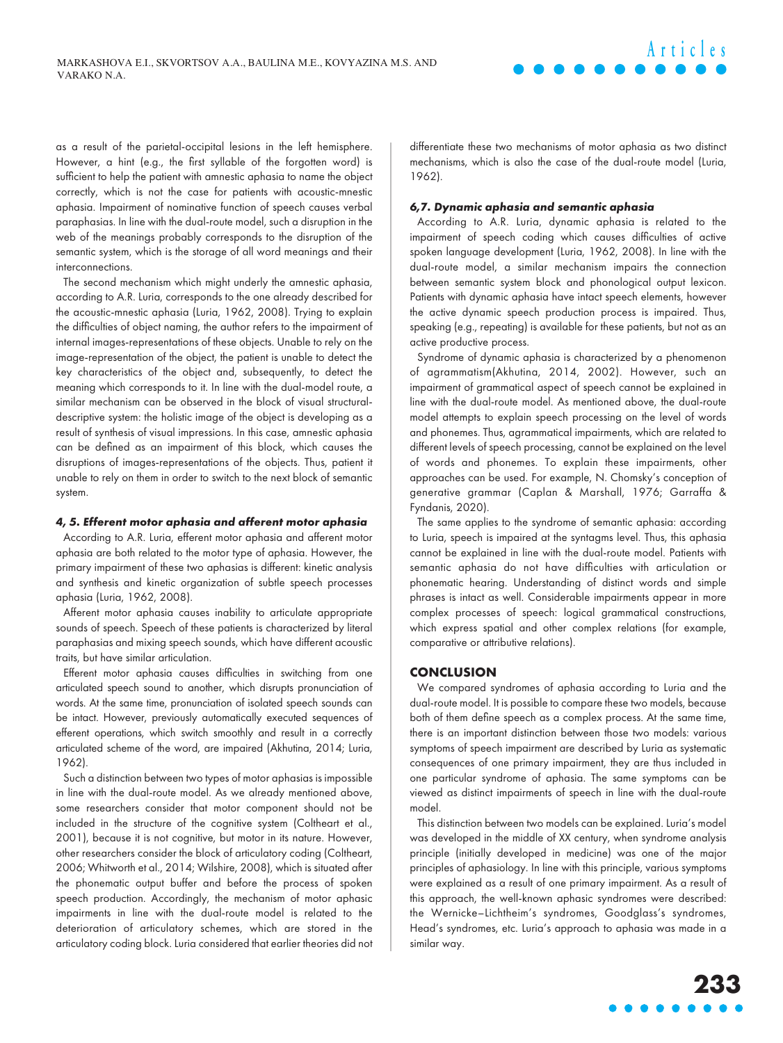as a result of the parietal-occipital lesions in the left hemisphere. However, a hint (e.g., the first syllable of the forgotten word) is sufficient to help the patient with amnestic aphasia to name the object correctly, which is not the case for patients with acoustic-mnestic aphasia. Impairment of nominative function of speech causes verbal paraphasias. In line with the dual-route model, such a disruption in the web of the meanings probably corresponds to the disruption of the semantic system, which is the storage of all word meanings and their interconnections.

The second mechanism which might underly the amnestic aphasia, according to A.R. Luria, corresponds to the one already described for the acoustic-mnestic aphasia (Luria, 1962, 2008). Trying to explain the difficulties of object naming, the author refers to the impairment of internal images-representations of these objects. Unable to rely on the image-representation of the object, the patient is unable to detect the key characteristics of the object and, subsequently, to detect the meaning which corresponds to it. In line with the dual-model route, a similar mechanism can be observed in the block of visual structural-descriptive system: the holistic image of the object is developing as a result of synthesis of visual impressions. In this case, amnestic aphasia can be defined as an impairment of this block, which causes the disruptions of images-representations of the objects. Thus, patient it unable to rely on them in order to switch to the next block of semantic system.

#### *4, 5. Efferent motor aphasia and afferent motor aphasia*

According to A.R. Luria, efferent motor aphasia and afferent motor aphasia are both related to the motor type of aphasia. However, the primary impairment of these two aphasias is different: kinetic analysis and synthesis and kinetic organization of subtle speech processes aphasia (Luria, 1962, 2008).

Afferent motor aphasia causes inability to articulate appropriate sounds of speech. Speech of these patients is characterized by literal paraphasias and mixing speech sounds, which have different acoustic traits, but have similar articulation.

Efferent motor aphasia causes difficulties in switching from one articulated speech sound to another, which disrupts pronunciation of words. At the same time, pronunciation of isolated speech sounds can be intact. However, previously automatically executed sequences of efferent operations, which switch smoothly and result in a correctly articulated scheme of the word, are impaired (Akhutina, 2014; Luria, 1962).

Such a distinction between two types of motor aphasias is impossible in line with the dual-route model. As we already mentioned above, some researchers consider that motor component should not be included in the structure of the cognitive system (Coltheart et al., 2001), because it is not cognitive, but motor in its nature. However, other researchers consider the block of articulatory coding (Coltheart, 2006; Whitworth et al., 2014; Wilshire, 2008), which is situated after the phonemic output buffer and before the process of spoken speech production. Accordingly, the mechanism of motor aphasic impairments in line with the dual-route model is related to the deterioration of articulatory schemes, which are stored in the articulatory coding block. Luria considered that earlier theories did not differentiate these two mechanisms of motor aphasia as two distinct mechanisms, which is also the case of the dual-route model (Luria, 1962).

#### *6,7. Dynamic aphasia and semantic aphasia*

According to A.R. Luria, dynamic aphasia is related to the impairment of speech coding which causes difficulties of active spoken language development (Luria, 1962, 2008). In line with the dual-route model, a similar mechanism impairs the connection between semantic system block and phonological output lexicon. Patients with dynamic aphasia have intact speech elements, however the active dynamic speech production process is impaired. Thus, speaking (e.g., repeating) is available for these patients, but not as an active productive process.

Syndrome of dynamic aphasia is characterized by a phenomenon of agrammatism(Akhutina, 2014, 2002). However, such an impairment of grammatical aspect of speech cannot be explained in line with the dual-route model. As mentioned above, the dual-route model attempts to explain speech processing on the level of words and phonemes. Thus, agrammatical impairments, which are related to different levels of speech processing, cannot be explained on the level of words and phonemes. To explain these impairments, other approaches can be used. For example, N. Chomsky's conception of generative grammar (Caplan & Marshall, 1976; Garraffa & Fyndanis, 2020).

The same applies to the syndrome of semantic aphasia: according to Luria, speech is impaired at the syntagms level. Thus, this aphasia cannot be explained in line with the dual-route model. Patients with semantic aphasia do not have difficulties with articulation or phonematic hearing. Understanding of distinct words and simple phrases is intact as well. Considerable impairments appear in more complex processes of speech: logical grammatical constructions, which express spatial and other complex relations (for example, comparative or attributive relations).

## CONCLUSION

We compared syndromes of aphasia according to Luria and the dual-route model. It is possible to compare these two models, because both of them define speech as a complex process. At the same time, there is an important distinction between those two models: various symptoms of speech impairment are described by Luria as systematic consequences of one primary impairment, they are thus included in one particular syndrome of aphasia. The same symptoms can be viewed as distinct impairments of speech in line with the dual-route model.

This distinction between two models can be explained. Luria's model was developed in the middle of XX century, when syndrome analysis principle (initially developed in medicine) was one of the major principles of aphasiology. In line with this principle, various symptoms were explained as a result of one primary impairment. As a result of this approach, the well-known aphasic syndromes were described: the Wernicke–Lichtheim's syndromes, Goodglass's syndromes, Head's syndromes, etc. Luria's approach to aphasia was made in a similar way.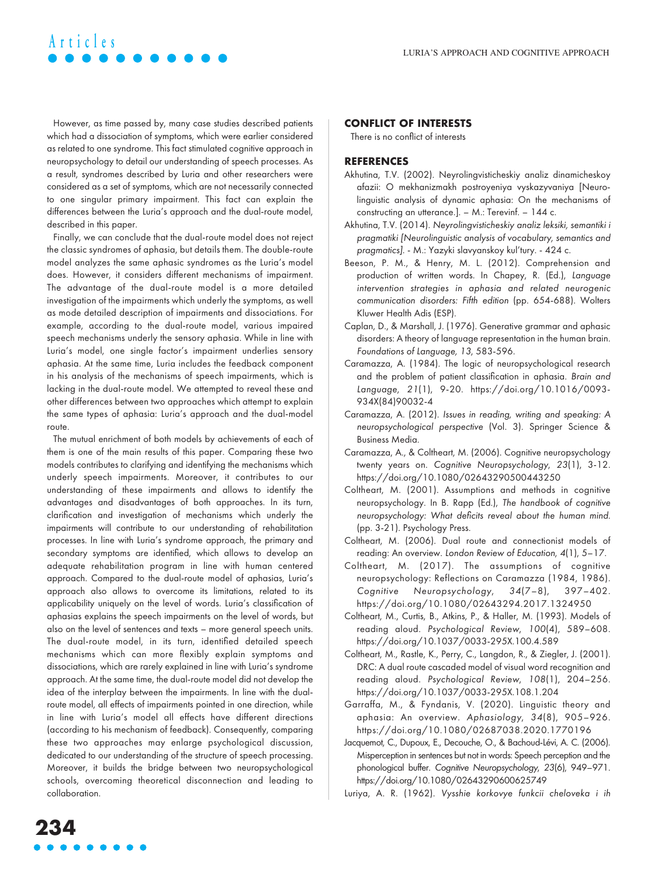However, as time passed by, many case studies described patients which had a dissociation of symptoms, which were earlier considered as related to one syndrome. This fact stimulated cognitive approach in neuropsychology to detail our understanding of speech processes. As a result, syndromes described by Luria and other researchers were considered as a set of symptoms, which are not necessarily connected to one singular primary impairment. This fact can explain the differences between the Luria's approach and the dual-route model, described in this paper.

Finally, we can conclude that the dual-route model does not reject the classic syndromes of aphasia, but details them. The double-route model analyzes the same aphasic syndromes as the Luria's model does. However, it considers different mechanisms of impairment. The advantage of the dual-route model is a more detailed investigation of the impairments which underly the symptoms, as well as mode detailed description of impairments and dissociations. For example, according to the dual-route model, various impaired speech mechanisms underly the sensory aphasia. While in line with Luria's model, one single factor's impairment underlies sensory aphasia. At the same time, Luria includes the feedback component in his analysis of the mechanisms of speech impairments, which is lacking in the dual-route model. We attempted to reveal these and other differences between two approaches which attempt to explain the same types of aphasia: Luria's approach and the dual-model route.

The mutual enrichment of both models by achievements of each of them is one of the main results of this paper. Comparing these two models contributes to clarifying and identifying the mechanisms which underly speech impairments. Moreover, it contributes to our understanding of these impairments and allows to identify the advantages and disadvantages of both approaches. In its turn, clarification and investigation of mechanisms which underly the impairments will contribute to our understanding of rehabilitation processes. In line with Luria's syndrome approach, the primary and secondary symptoms are identified, which allows to develop an adequate rehabilitation program in line with human centered approach. Compared to the dual-route model of aphasias, Luria's approach also allows to overcome its limitations, related to its applicability uniquely on the level of words. Luria's classification of aphasias explains the speech impairments on the level of words, but also on the level of sentences and texts – more general speech units. The dual-route model, in its turn, identified detailed speech mechanisms which can more flexibly explain symptoms and dissociations, which are rarely explained in line with Luria's syndrome approach. At the same time, the dual-route model did not develop the idea of the interplay between the impairments. In line with the dual-route model, all effects of impairments pointed in one direction, while in line with Luria's model all effects have different directions (according to his mechanism of feedback). Consequently, comparing these two approaches may enlarge psychological discussion, dedicated to our understanding of the structure of speech processing. Moreover, it builds the bridge between two neuropsychological schools, overcoming theoretical disconnection and leading to collaboration.

## CONFLICT OF INTERESTS

There is no conflict of interests

## REFERENCES

Akhutina, T.V. (2002). Neyrolingvisticheskiy analiz dinamicheskoy afazii: O mekhanizmakh postroyeniya vyskazyvaniya [Neurolinguistic analysis of dynamic aphasia: On the mechanisms of constructing an utterance.]. – M.: Terevinf. – 144 c.

Akhutina, T.V. (2014). *Neyrolingvisticheskiy analiz leksiki, semantiki i pragmatiki [Neurolinguistic analysis of vocabulary, semantics and pragmatics]*. - M.: Yazyki slavyanskoy kul'tury. - 424 c.

Beeson, P. M., & Henry, M. L. (2012). Comprehension and production of written words. In Chapey, R. (Ed.), *Language intervention strategies in aphasia and related neurogenic communication disorders: Fifth edition* (pp. 654-688). Wolters Kluwer Health Adis (ESP).

Caplan, D., & Marshall, J. (1976). Generative grammar and aphasic disorders: A theory of language representation in the human brain. *Foundations of Language, 13*, 583-596.

Caramazza, A. (1984). The logic of neuropsychological research and the problem of patient classification in aphasia. *Brain and Language, 21*(1), 9-20. https://doi.org/10.1016/0093-934X(84)90032-4

Caramazza, A. (2012). *Issues in reading, writing and speaking: A neuropsychological perspective* (Vol. 3). Springer Science & Business Media.

Caramazza, A., & Coltheart, M. (2006). Cognitive neuropsychology twenty years on. *Cognitive Neuropsychology, 23*(1), 3-12. https://doi.org/10.1080/02643290500443250

Coltheart, M. (2001). Assumptions and methods in cognitive neuropsychology. In B. Rapp (Ed.), *The handbook of cognitive neuropsychology: What deficits reveal about the human mind.* (pp. 3-21). Psychology Press.

Coltheart, M. (2006). Dual route and connectionist models of reading: An overview. *London Review of Education, 4*(1), 5–17.

Coltheart, M. (2017). The assumptions of cognitive neuropsychology: Reflections on Caramazza (1984, 1986). *Cognitive Neuropsychology, 34*(7–8), 397–402. https://doi.org/10.1080/02643294.2017.1324950

Coltheart, M., Curtis, B., Atkins, P., & Haller, M. (1993). Models of reading aloud. *Psychological Review, 100*(4), 589–608. https://doi.org/10.1037/0033-295X.100.4.589

Coltheart, M., Rastle, K., Perry, C., Langdon, R., & Ziegler, J. (2001). DRC: A dual route cascaded model of visual word recognition and reading aloud. *Psychological Review, 108*(1), 204–256. https://doi.org/10.1037/0033-295X.108.1.204

Garraffa, M., & Fyndanis, V. (2020). Linguistic theory and aphasia: An overview. *Aphasiology, 34*(8), 905–926. https://doi.org/10.1080/02687038.2020.1770196

Jacquemot, C., Dupoux, E., Decouche, O., & Bachoud-Lévi, A. C. (2006). Misperception in sentences but not in words: Speech perception and the phonological buffer. *Cognitive Neuropsychology, 23*(6), 949–971. https://doi.org/10.1080/02643290600625749

Luriya, A. R. (1962). *Vysshie korkovye funkcii cheloveka i ih*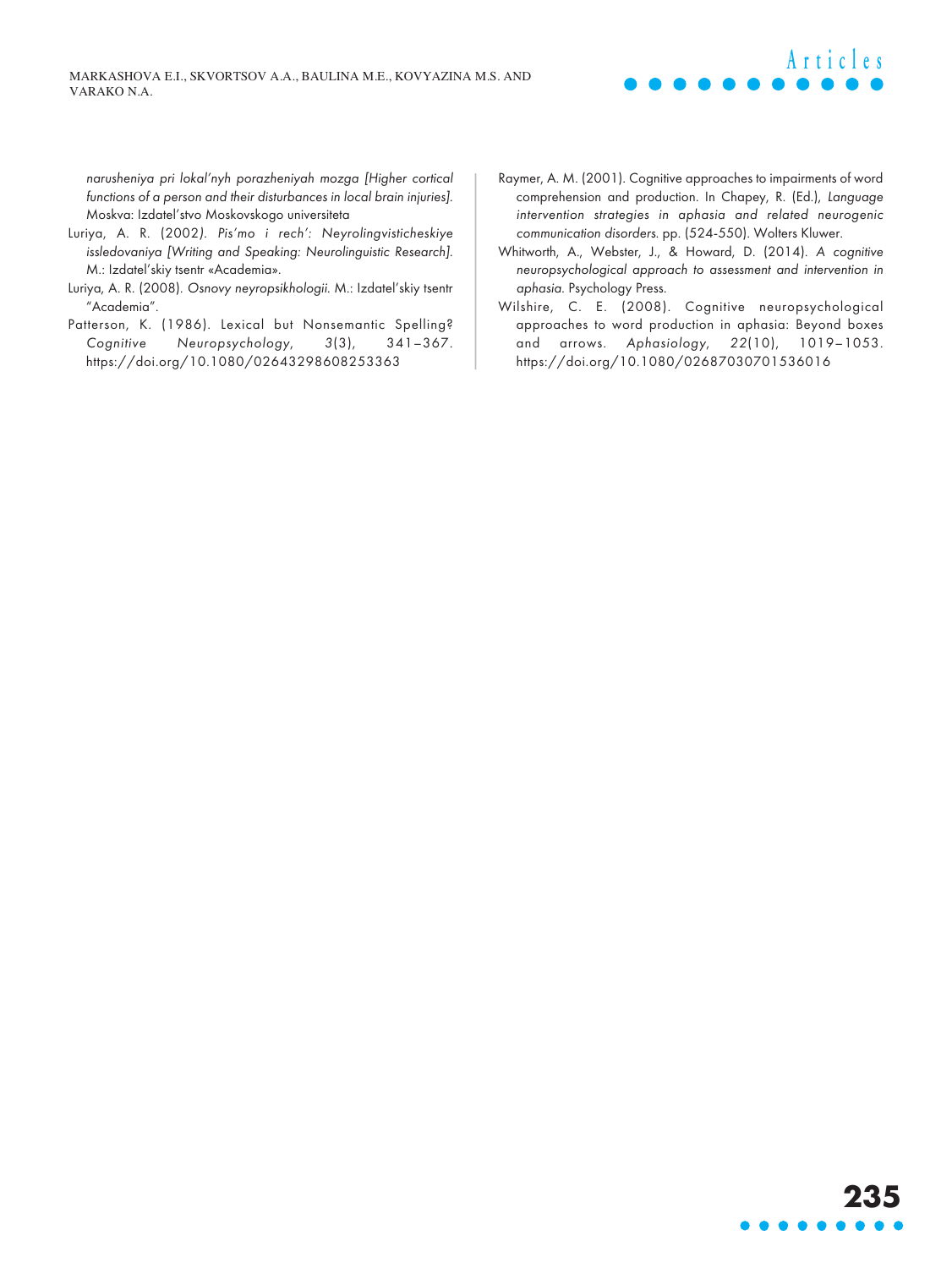*narusheniya pri lokal'nyh porazheniyah mozga [Higher cortical functions of a person and their disturbances in local brain injuries].* Moskva: Izdatel'stvo Moskovskogo universiteta

Luriya, A. R. (2002*). Pis'mo i rech': Neyrolingvisticheskiye issledovaniya [Writing and Speaking: Neurolinguistic Research].* M.: Izdatel'skiy tsentr «Academia».

Luriya, A. R. (2008). *Osnovy neyropsikhologii.* M.: Izdatel'skiy tsentr "Academia".

Patterson, K. (1986). Lexical but Nonsemantic Spelling? *Cognitive Neuropsychology*, *3*(3), 341–367. https://doi.org/10.1080/02643298608253363

Raymer, A. M. (2001). Cognitive approaches to impairments of word comprehension and production. In Chapey, R. (Ed.), *Language intervention strategies in aphasia and related neurogenic communication disorders.* pp. (524-550). Wolters Kluwer.

Whitworth, A., Webster, J., & Howard, D. (2014). *A cognitive neuropsychological approach to assessment and intervention in aphasia.* Psychology Press.

Wilshire, C. E. (2008). Cognitive neuropsychological approaches to word production in aphasia: Beyond boxes and arrows. *Aphasiology*, *22*(10), 1019–1053. https://doi.org/10.1080/02687030701536016